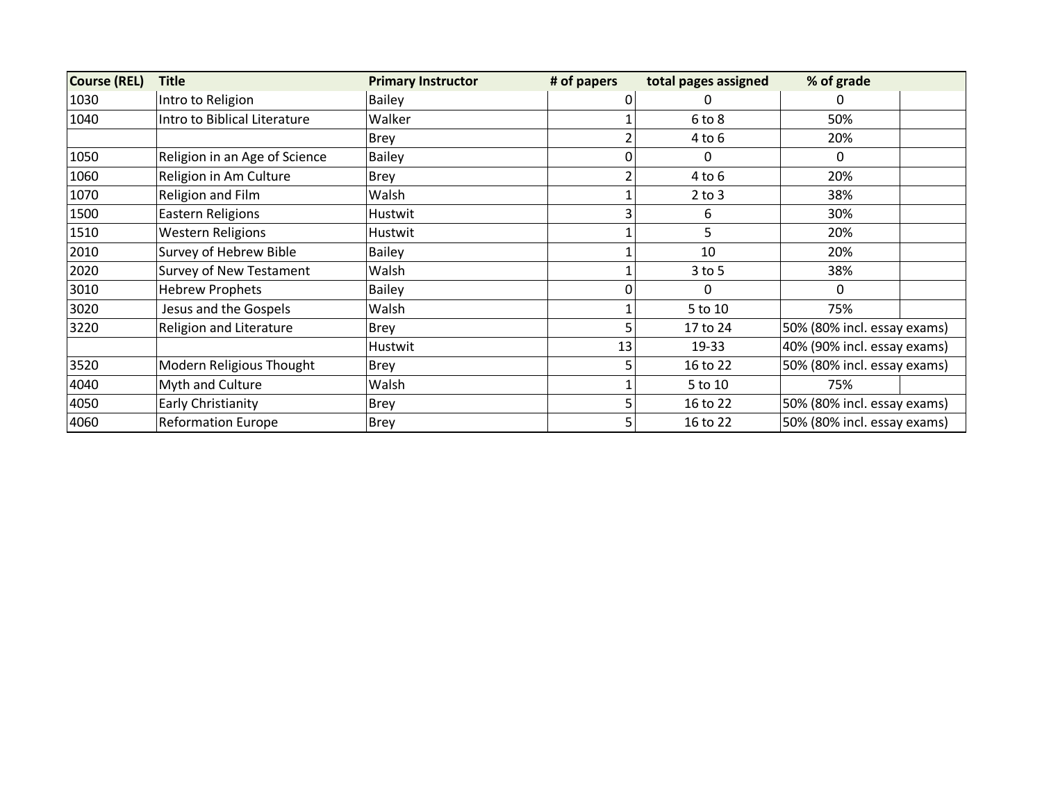| Course (REL) | Title | Primary Instructor | # of papers | total pages assigned | % of grade | |
|---|---|---|---|---|---|---|
| 1030 | Intro to Religion | Bailey | 0 | 0 | 0 | |
| 1040 | Intro to Biblical Literature | Walker | 1 | 6 to 8 | 50% | |
| | | Brey | 2 | 4 to 6 | 20% | |
| 1050 | Religion in an Age of Science | Bailey | 0 | 0 | 0 | |
| 1060 | Religion in Am Culture | Brey | 2 | 4 to 6 | 20% | |
| 1070 | Religion and Film | Walsh | 1 | 2 to 3 | 38% | |
| 1500 | Eastern Religions | Hustwit | 3 | 6 | 30% | |
| 1510 | Western Religions | Hustwit | 1 | 5 | 20% | |
| 2010 | Survey of Hebrew Bible | Bailey | 1 | 10 | 20% | |
| 2020 | Survey of New Testament | Walsh | 1 | 3 to 5 | 38% | |
| 3010 | Hebrew Prophets | Bailey | 0 | 0 | 0 | |
| 3020 | Jesus and the Gospels | Walsh | 1 | 5 to 10 | 75% | |
| 3220 | Religion and Literature | Brey | 5 | 17 to 24 | 50% (80% incl. essay exams) | |
| | | Hustwit | 13 | 19-33 | 40% (90% incl. essay exams) | |
| 3520 | Modern Religious Thought | Brey | 5 | 16 to 22 | 50% (80% incl. essay exams) | |
| 4040 | Myth and Culture | Walsh | 1 | 5 to 10 | 75% | |
| 4050 | Early Christianity | Brey | 5 | 16 to 22 | 50% (80% incl. essay exams) | |
| 4060 | Reformation Europe | Brey | 5 | 16 to 22 | 50% (80% incl. essay exams) | |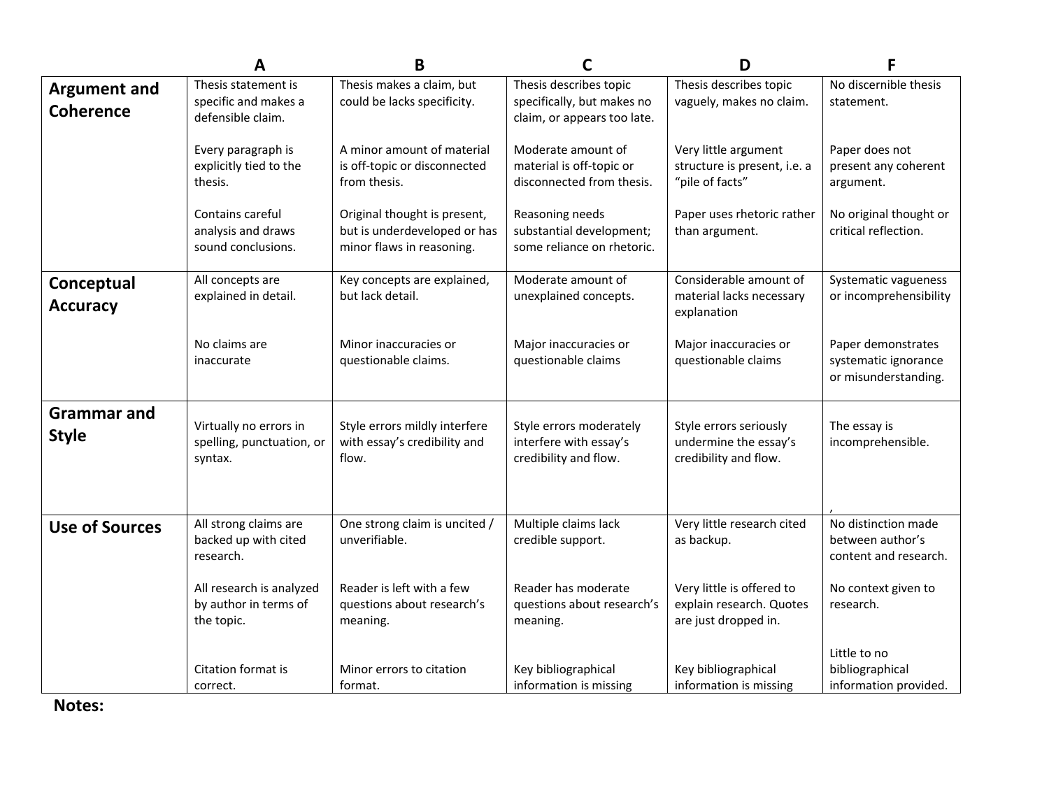| | A | B | C | D | F |
|---|---|---|---|---|---|
| **Argument and Coherence** | Thesis statement is specific and makes a defensible claim.<br><br>Every paragraph is explicitly tied to the thesis.<br><br>Contains careful analysis and draws sound conclusions. | Thesis makes a claim, but could be lacks specificity.<br><br>A minor amount of material is off-topic or disconnected from thesis.<br><br>Original thought is present, but is underdeveloped or has minor flaws in reasoning. | Thesis describes topic specifically, but makes no claim, or appears too late.<br><br>Moderate amount of material is off-topic or disconnected from thesis.<br><br>Reasoning needs substantial development; some reliance on rhetoric. | Thesis describes topic vaguely, makes no claim.<br><br>Very little argument structure is present, i.e. a "pile of facts"<br><br>Paper uses rhetoric rather than argument. | No discernible thesis statement.<br><br>Paper does not present any coherent argument.<br><br>No original thought or critical reflection. |
| **Conceptual Accuracy** | All concepts are explained in detail.<br><br>No claims are inaccurate | Key concepts are explained, but lack detail.<br><br>Minor inaccuracies or questionable claims. | Moderate amount of unexplained concepts.<br><br>Major inaccuracies or questionable claims | Considerable amount of material lacks necessary explanation<br><br>Major inaccuracies or questionable claims | Systematic vagueness or incomprehensibility<br><br>Paper demonstrates systematic ignorance or misunderstanding. |
| **Grammar and Style** | Virtually no errors in spelling, punctuation, or syntax. | Style errors mildly interfere with essay's credibility and flow. | Style errors moderately interfere with essay's credibility and flow. | Style errors seriously undermine the essay's credibility and flow. | The essay is incomprehensible.<br><br>, |
| **Use of Sources** | All strong claims are backed up with cited research.<br><br>All research is analyzed by author in terms of the topic.<br><br>Citation format is correct. | One strong claim is uncited / unverifiable.<br><br>Reader is left with a few questions about research's meaning.<br><br>Minor errors to citation format. | Multiple claims lack credible support.<br><br>Reader has moderate questions about research's meaning.<br><br>Key bibliographical information is missing | Very little research cited as backup.<br><br>Very little is offered to explain research. Quotes are just dropped in.<br><br>Key bibliographical information is missing | No distinction made between author's content and research.<br><br>No context given to research.<br><br>Little to no bibliographical information provided. |

**Notes:**